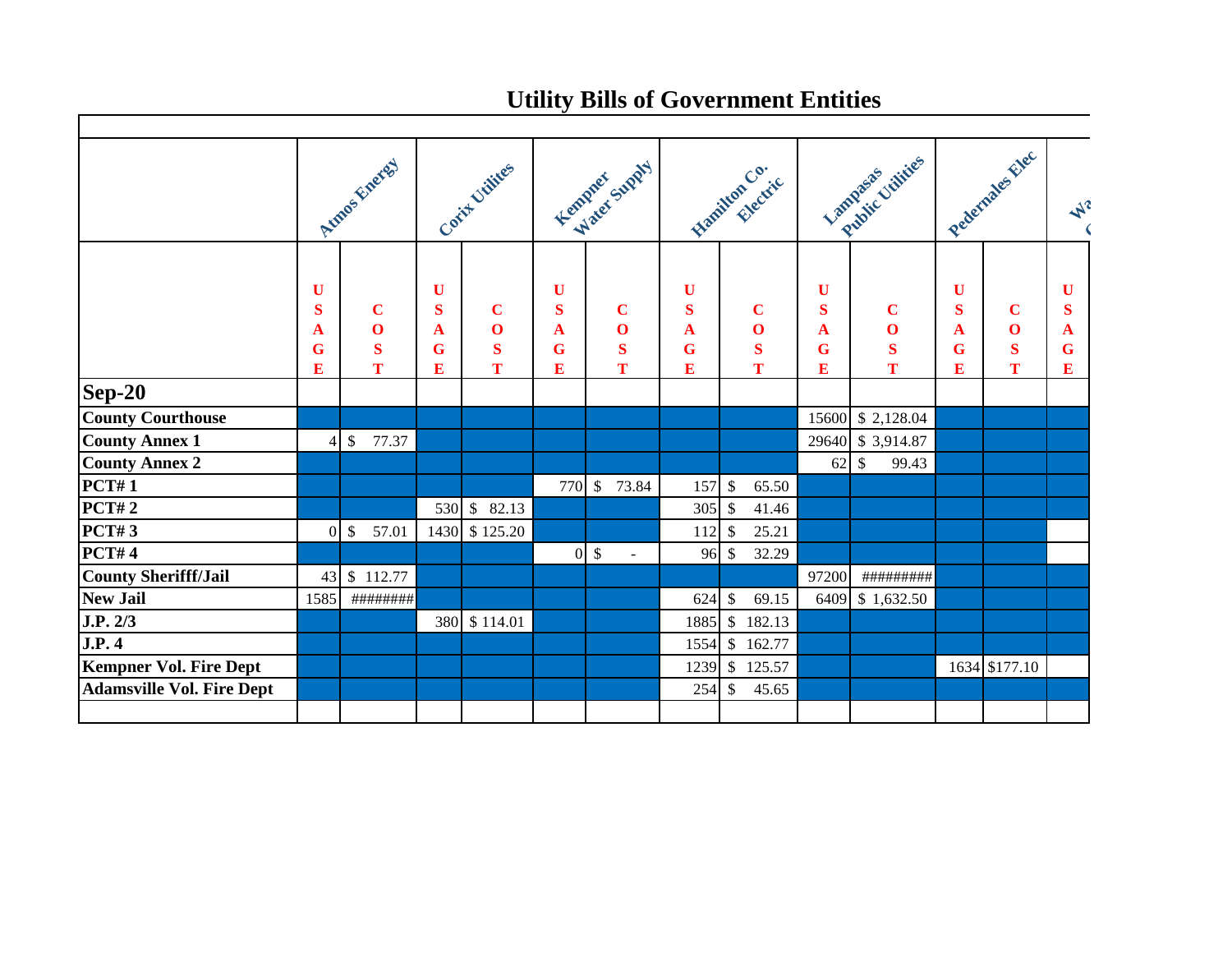# Utility Bills of Government Entities

| | Atmos Energy | | Corix Utilites | | Kempner Water Supply | | Hamilton Co. Electric | | Lampasas Public Utilities | | Pedernales Elec | | Wa... |
|---|---|---|---|---|---|---|---|---|---|---|---|---|---|
| | USAGE | COST | USAGE | COST | USAGE | COST | USAGE | COST | USAGE | COST | USAGE | COST | USAGE |
| **Sep-20** | | | | | | | | | | | | | |
| **County Courthouse** | | | | | | | | | 15600 | $ 2,128.04 | | | |
| **County Annex 1** | 4 | $ 77.37 | | | | | | | 29640 | $ 3,914.87 | | | |
| **County Annex 2** | | | | | | | | | 62 | $ 99.43 | | | |
| **PCT# 1** | | | | | 770 | $ 73.84 | 157 | $ 65.50 | | | | | |
| **PCT# 2** | | | 530 | $ 82.13 | | | 305 | $ 41.46 | | | | | |
| **PCT# 3** | 0 | $ 57.01 | 1430 | $ 125.20 | | | 112 | $ 25.21 | | | | | |
| **PCT# 4** | | | | | 0 | $ - | 96 | $ 32.29 | | | | | |
| **County Sherifff/Jail** | 43 | $ 112.77 | | | | | | | 97200 | ######### | | | |
| **New Jail** | 1585 | ######## | | | | | 624 | $ 69.15 | 6409 | $ 1,632.50 | | | |
| **J.P. 2/3** | | | 380 | $ 114.01 | | | 1885 | $ 182.13 | | | | | |
| **J.P. 4** | | | | | | | 1554 | $ 162.77 | | | | | |
| **Kempner Vol. Fire Dept** | | | | | | | 1239 | $ 125.57 | | | 1634 | $177.10 | |
| **Adamsville Vol. Fire Dept** | | | | | | | 254 | $ 45.65 | | | | | |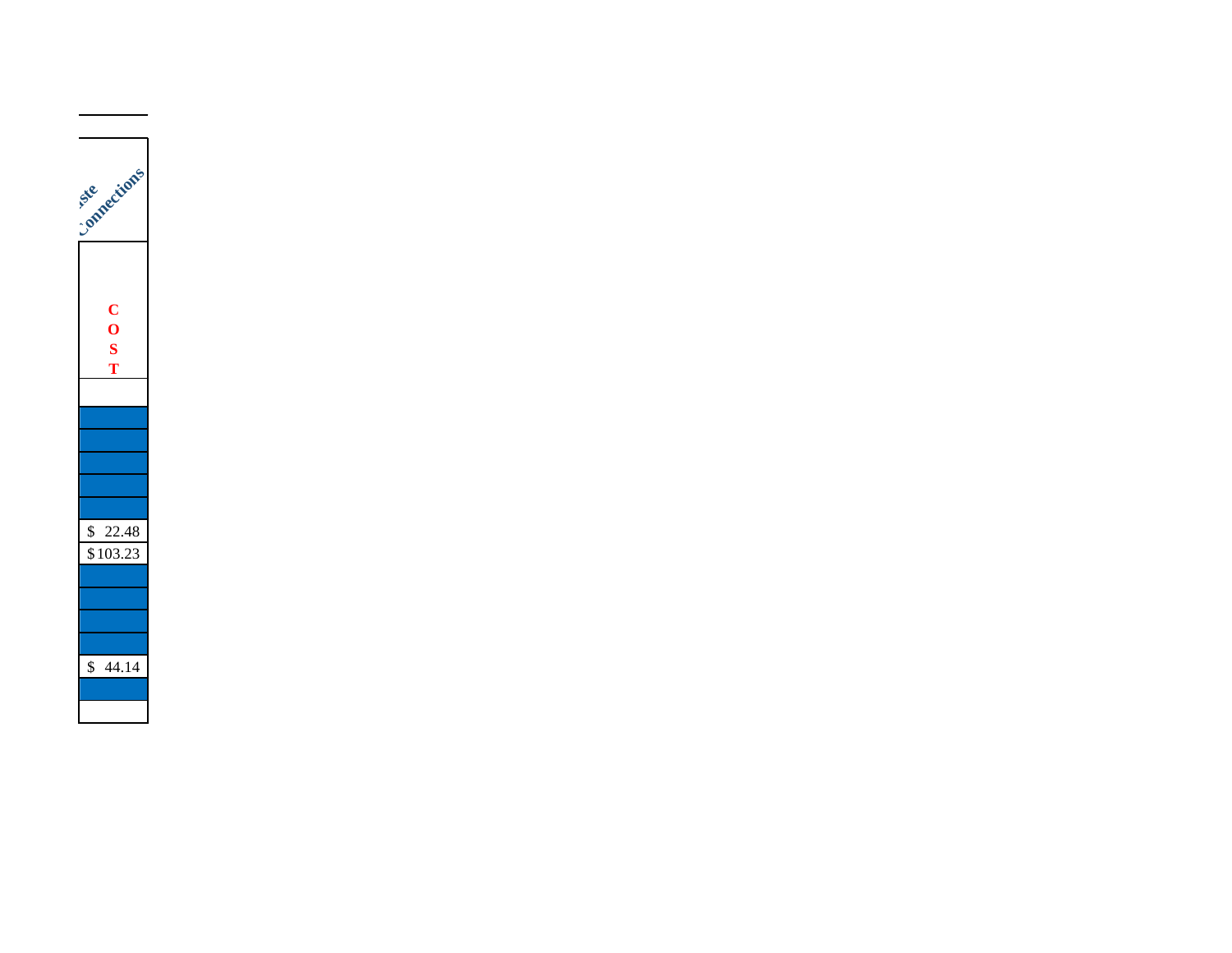| ...ste Connections |
| --- |
| COST |
| |
| |
| |
| |
| |
| |
| $ 22.48 |
| $103.23 |
| |
| |
| |
| |
| $ 44.14 |
| |
| |